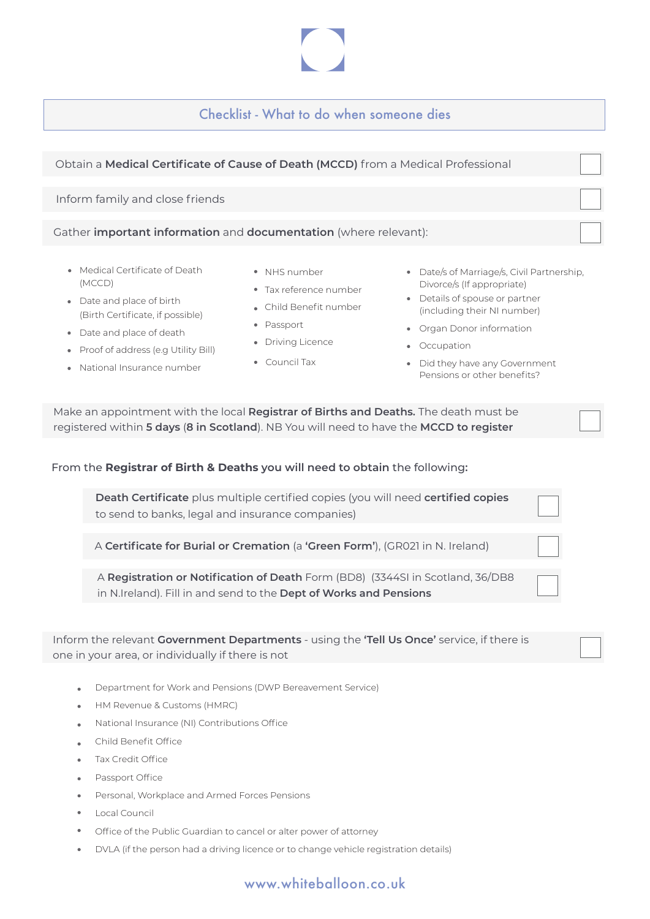# Checklist - What to do when someone dies

- [ ] Obtain a **Medical Certificate of Cause of Death (MCCD)** from a Medical Professional

- [ ] Inform family and close friends

- [ ] Gather **important information** and **documentation** (where relevant):

  - Medical Certificate of Death (MCCD)
  - Date and place of birth (Birth Certificate, if possible)
  - Date and place of death
  - Proof of address (e.g Utility Bill)
  - National Insurance number
  - NHS number
  - Tax reference number
  - Child Benefit number
  - Passport
  - Driving Licence
  - Council Tax
  - Date/s of Marriage/s, Civil Partnership, Divorce/s (If appropriate)
  - Details of spouse or partner (including their NI number)
  - Organ Donor information
  - Occupation
  - Did they have any Government Pensions or other benefits?

- [ ] Make an appointment with the local **Registrar of Births and Deaths.** The death must be registered within **5 days** (**8 in Scotland**). NB You will need to have the **MCCD to register**

From the **Registrar of Birth & Deaths you will need to obtain** the following:

- [ ] **Death Certificate** plus multiple certified copies (you will need **certified copies** to send to banks, legal and insurance companies)
- [ ] A **Certificate for Burial or Cremation** (a **'Green Form'**), (GR021 in N. Ireland)
- [ ] A **Registration or Notification of Death** Form (BD8) (3344SI in Scotland, 36/DB8 in N.Ireland). Fill in and send to the **Dept of Works and Pensions**

- [ ] Inform the relevant **Government Departments** - using the **'Tell Us Once'** service, if there is one in your area, or individually if there is not

  - Department for Work and Pensions (DWP Bereavement Service)
  - HM Revenue & Customs (HMRC)
  - National Insurance (NI) Contributions Office
  - Child Benefit Office
  - Tax Credit Office
  - Passport Office
  - Personal, Workplace and Armed Forces Pensions
  - Local Council
  - Office of the Public Guardian to cancel or alter power of attorney
  - DVLA (if the person had a driving licence or to change vehicle registration details)

www.whiteballoon.co.uk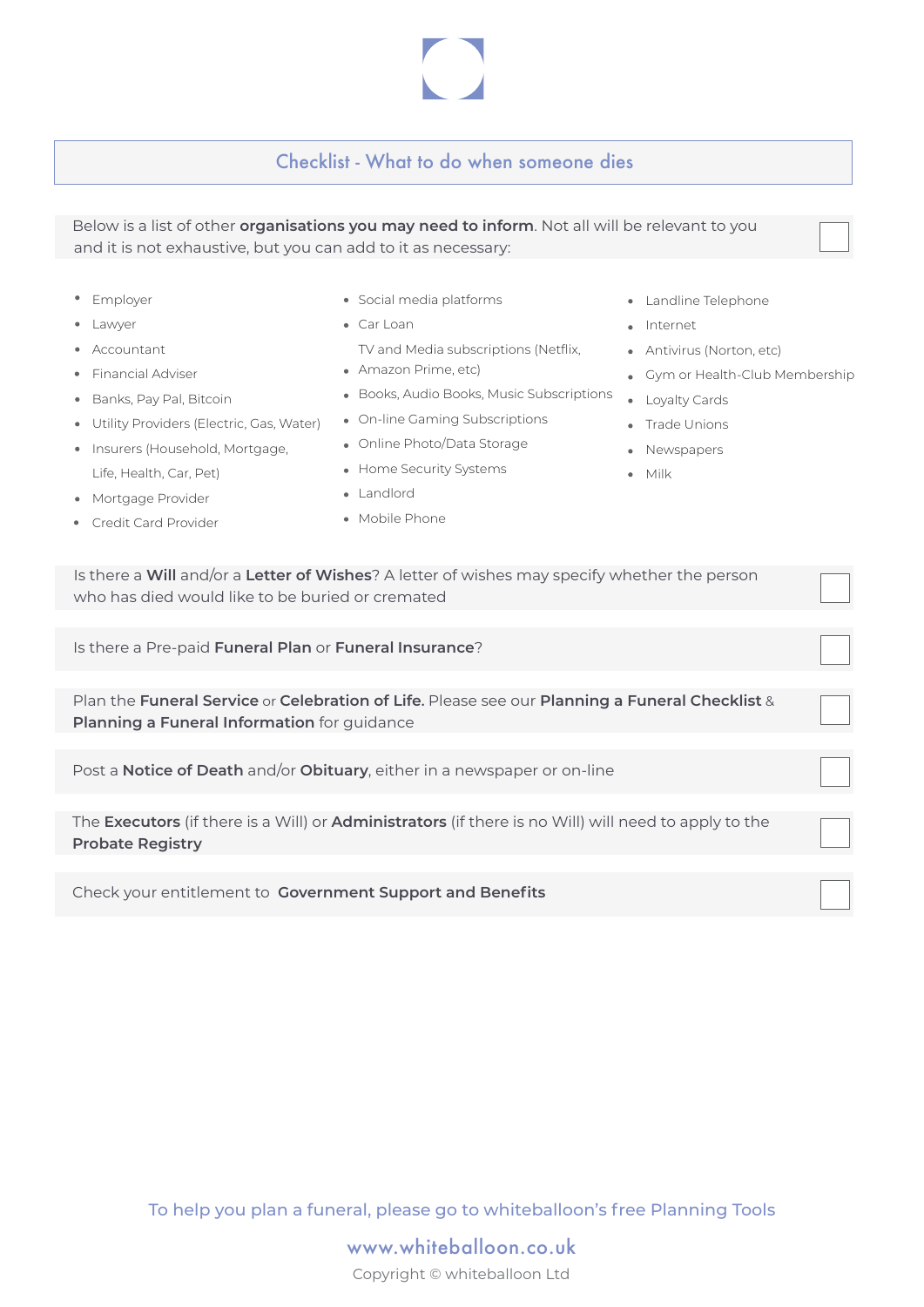## Checklist - What to do when someone dies

- [ ] Below is a list of other **organisations you may need to inform**. Not all will be relevant to you and it is not exhaustive, but you can add to it as necessary:

- Employer
- Lawyer
- Accountant
- Financial Adviser
- Banks, Pay Pal, Bitcoin
- Utility Providers (Electric, Gas, Water)
- Insurers (Household, Mortgage, Life, Health, Car, Pet)
- Mortgage Provider
- Credit Card Provider
- Social media platforms
- Car Loan
- TV and Media subscriptions (Netflix, Amazon Prime, etc)
- Books, Audio Books, Music Subscriptions
- On-line Gaming Subscriptions
- Online Photo/Data Storage
- Home Security Systems
- Landlord
- Mobile Phone
- Landline Telephone
- Internet
- Antivirus (Norton, etc)
- Gym or Health-Club Membership
- Loyalty Cards
- Trade Unions
- Newspapers
- Milk

- [ ] Is there a **Will** and/or a **Letter of Wishes**? A letter of wishes may specify whether the person who has died would like to be buried or cremated

- [ ] Is there a Pre-paid **Funeral Plan** or **Funeral Insurance**?

- [ ] Plan the **Funeral Service** or **Celebration of Life.** Please see our **Planning a Funeral Checklist** & **Planning a Funeral Information** for guidance

- [ ] Post a **Notice of Death** and/or **Obituary**, either in a newspaper or on-line

- [ ] The **Executors** (if there is a Will) or **Administrators** (if there is no Will) will need to apply to the **Probate Registry**

- [ ] Check your entitlement to **Government Support and Benefits**

To help you plan a funeral, please go to whiteballoon's free Planning Tools

www.whiteballoon.co.uk

Copyright © whiteballoon Ltd